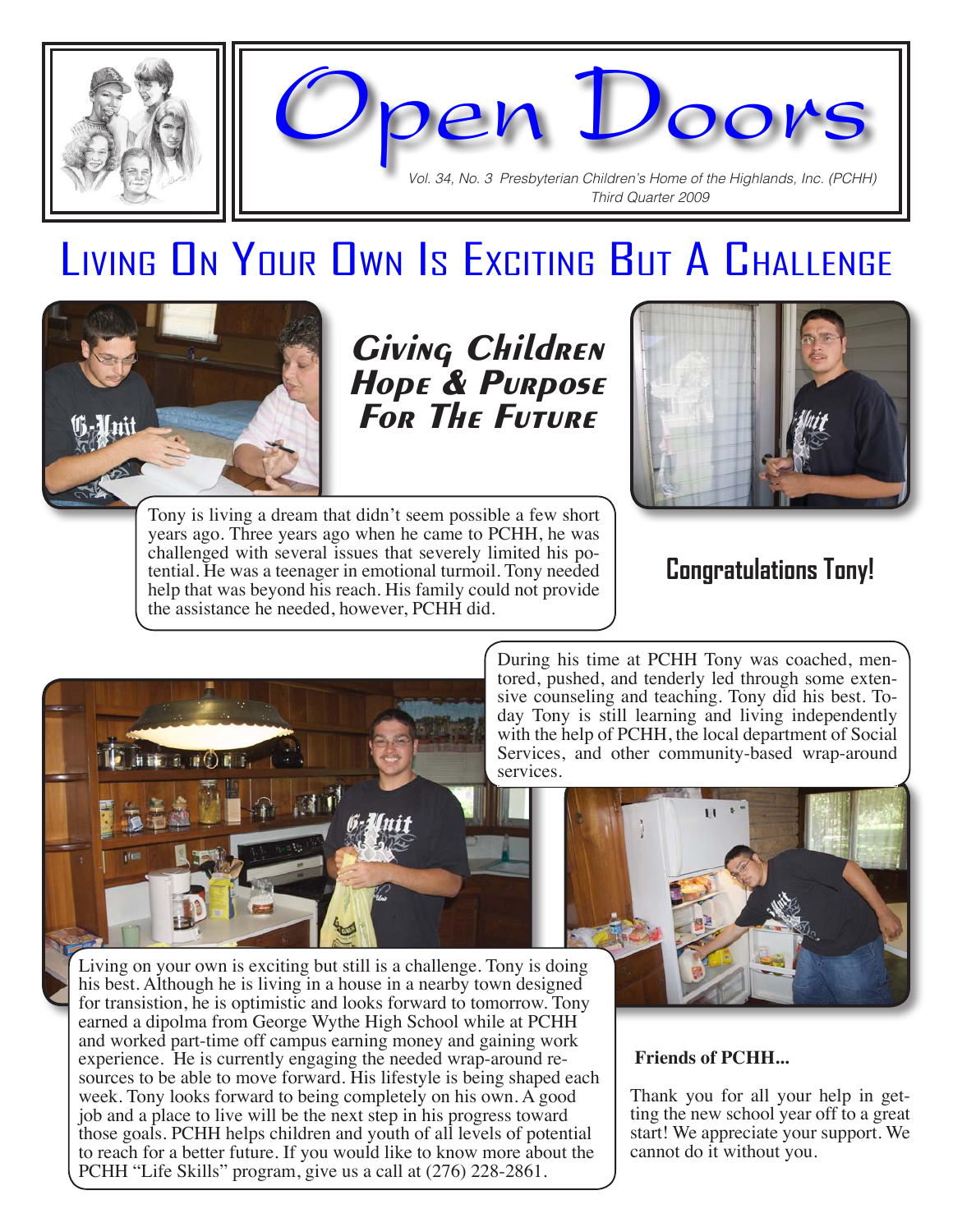# Open Doors

*Vol. 34, No. 3 Presbyterian Children's Home of the Highlands, Inc. (PCHH)*
*Third Quarter 2009*

## Living On Your Own Is Exciting But A Challenge

### *Giving Children Hope & Purpose For The Future*

Tony is living a dream that didn't seem possible a few short years ago. Three years ago when he came to PCHH, he was challenged with several issues that severely limited his potential. He was a teenager in emotional turmoil. Tony needed help that was beyond his reach. His family could not provide the assistance he needed, however, PCHH did.

**Congratulations Tony!**

During his time at PCHH Tony was coached, mentored, pushed, and tenderly led through some extensive counseling and teaching. Tony did his best. Today Tony is still learning and living independently with the help of PCHH, the local department of Social Services, and other community-based wrap-around services.

Living on your own is exciting but still is a challenge. Tony is doing his best. Although he is living in a house in a nearby town designed for transistion, he is optimistic and looks forward to tomorrow. Tony earned a dipolma from George Wythe High School while at PCHH and worked part-time off campus earning money and gaining work experience. He is currently engaging the needed wrap-around resources to be able to move forward. His lifestyle is being shaped each week. Tony looks forward to being completely on his own. A good job and a place to live will be the next step in his progress toward those goals. PCHH helps children and youth of all levels of potential to reach for a better future. If you would like to know more about the PCHH "Life Skills" program, give us a call at (276) 228-2861.

**Friends of PCHH...**

Thank you for all your help in getting the new school year off to a great start! We appreciate your support. We cannot do it without you.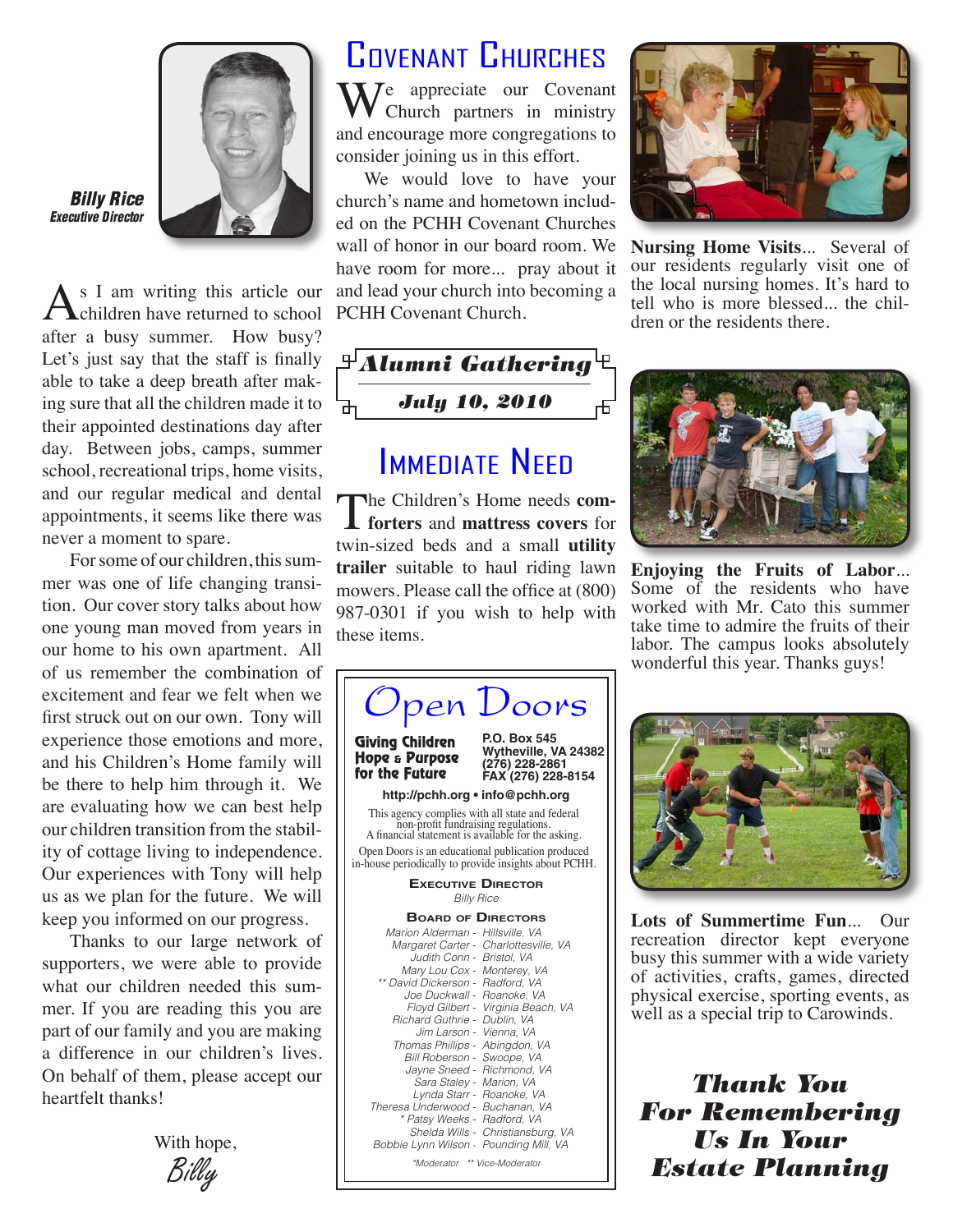**Billy Rice**
*Executive Director*

As I am writing this article our children have returned to school after a busy summer. How busy? Let's just say that the staff is finally able to take a deep breath after making sure that all the children made it to their appointed destinations day after day. Between jobs, camps, summer school, recreational trips, home visits, and our regular medical and dental appointments, it seems like there was never a moment to spare.

For some of our children, this summer was one of life changing transition. Our cover story talks about how one young man moved from years in our home to his own apartment. All of us remember the combination of excitement and fear we felt when we first struck out on our own. Tony will experience those emotions and more, and his Children's Home family will be there to help him through it. We are evaluating how we can best help our children transition from the stability of cottage living to independence. Our experiences with Tony will help us as we plan for the future. We will keep you informed on our progress.

Thanks to our large network of supporters, we were able to provide what our children needed this summer. If you are reading this you are part of our family and you are making a difference in our children's lives. On behalf of them, please accept our heartfelt thanks!

With hope,
*Billy*

# Covenant Churches

We appreciate our Covenant Church partners in ministry and encourage more congregations to consider joining us in this effort.

We would love to have your church's name and hometown included on the PCHH Covenant Churches wall of honor in our board room. We have room for more... pray about it and lead your church into becoming a PCHH Covenant Church.

***Alumni Gathering***
***July 10, 2010***

# Immediate Need

The Children's Home needs **comforters** and **mattress covers** for twin-sized beds and a small **utility trailer** suitable to haul riding lawn mowers. Please call the office at (800) 987-0301 if you wish to help with these items.

## Open Doors

**Giving Children Hope & Purpose for the Future**

**P.O. Box 545**
**Wytheville, VA 24382**
**(276) 228-2861**
**FAX (276) 228-8154**

**http://pchh.org • info@pchh.org**

This agency complies with all state and federal non-profit fundraising regulations. A financial statement is available for the asking.

Open Doors is an educational publication produced in-house periodically to provide insights about PCHH.

**Executive Director**
*Billy Rice*

**Board of Directors**
*Marion Alderman - Hillsville, VA*
*Margaret Carter - Charlottesville, VA*
*Judith Conn - Bristol, VA*
*Mary Lou Cox - Monterey, VA*
*\*\* David Dickerson - Radford, VA*
*Joe Duckwall - Roanoke, VA*
*Floyd Gilbert - Virginia Beach, VA*
*Richard Guthrie - Dublin, VA*
*Jim Larson - Vienna, VA*
*Thomas Phillips - Abingdon, VA*
*Bill Roberson - Swoope, VA*
*Jayne Sneed - Richmond, VA*
*Sara Staley - Marion, VA*
*Lynda Starr - Roanoke, VA*
*Theresa Underwood - Buchanan, VA*
*\* Patsy Weeks - Radford, VA*
*Shelda Wills - Christiansburg, VA*
*Bobbie Lynn Wilson - Pounding Mill, VA*

*\*Moderator \*\* Vice-Moderator*

**Nursing Home Visits**... Several of our residents regularly visit one of the local nursing homes. It's hard to tell who is more blessed... the children or the residents there.

**Enjoying the Fruits of Labor**... Some of the residents who have worked with Mr. Cato this summer take time to admire the fruits of their labor. The campus looks absolutely wonderful this year. Thanks guys!

**Lots of Summertime Fun**... Our recreation director kept everyone busy this summer with a wide variety of activities, crafts, games, directed physical exercise, sporting events, as well as a special trip to Carowinds.

***Thank You For Remembering Us In Your Estate Planning***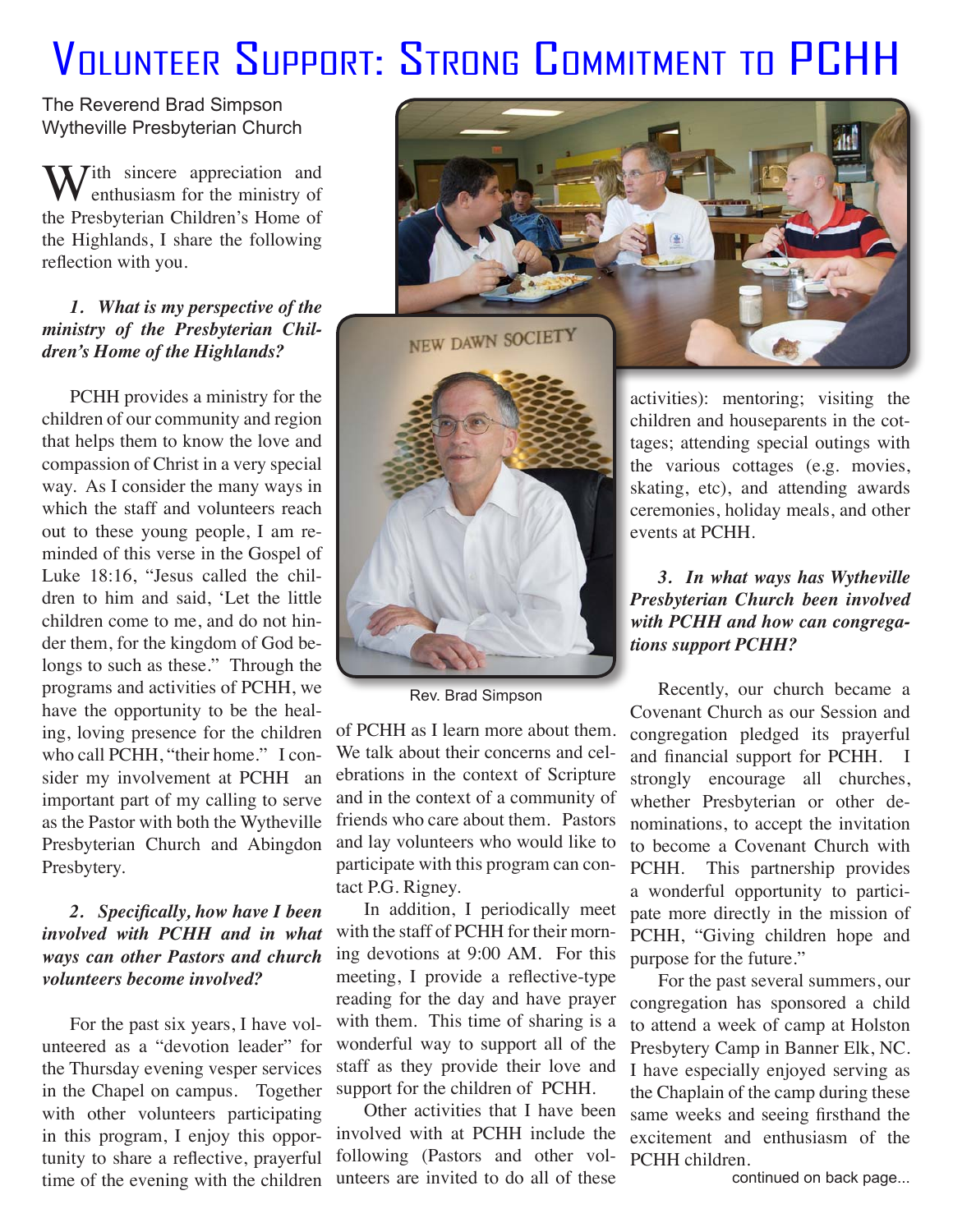# Volunteer Support: Strong Commitment to PCHH

The Reverend Brad Simpson
Wytheville Presbyterian Church

With sincere appreciation and enthusiasm for the ministry of the Presbyterian Children's Home of the Highlands, I share the following reflection with you.

***1. What is my perspective of the ministry of the Presbyterian Children's Home of the Highlands?***

PCHH provides a ministry for the children of our community and region that helps them to know the love and compassion of Christ in a very special way. As I consider the many ways in which the staff and volunteers reach out to these young people, I am reminded of this verse in the Gospel of Luke 18:16, "Jesus called the children to him and said, 'Let the little children come to me, and do not hinder them, for the kingdom of God belongs to such as these." Through the programs and activities of PCHH, we have the opportunity to be the healing, loving presence for the children who call PCHH, "their home." I consider my involvement at PCHH an important part of my calling to serve as the Pastor with both the Wytheville Presbyterian Church and Abingdon Presbytery.

***2. Specifically, how have I been involved with PCHH and in what ways can other Pastors and church volunteers become involved?***

For the past six years, I have volunteered as a "devotion leader" for the Thursday evening vesper services in the Chapel on campus. Together with other volunteers participating in this program, I enjoy this opportunity to share a reflective, prayerful time of the evening with the children of PCHH as I learn more about them. We talk about their concerns and celebrations in the context of Scripture and in the context of a community of friends who care about them. Pastors and lay volunteers who would like to participate with this program can contact P.G. Rigney.

Rev. Brad Simpson

In addition, I periodically meet with the staff of PCHH for their morning devotions at 9:00 AM. For this meeting, I provide a reflective-type reading for the day and have prayer with them. This time of sharing is a wonderful way to support all of the staff as they provide their love and support for the children of PCHH.

Other activities that I have been involved with at PCHH include the following (Pastors and other volunteers are invited to do all of these activities): mentoring; visiting the children and houseparents in the cottages; attending special outings with the various cottages (e.g. movies, skating, etc), and attending awards ceremonies, holiday meals, and other events at PCHH.

***3. In what ways has Wytheville Presbyterian Church been involved with PCHH and how can congregations support PCHH?***

Recently, our church became a Covenant Church as our Session and congregation pledged its prayerful and financial support for PCHH. I strongly encourage all churches, whether Presbyterian or other denominations, to accept the invitation to become a Covenant Church with PCHH. This partnership provides a wonderful opportunity to participate more directly in the mission of PCHH, "Giving children hope and purpose for the future."

For the past several summers, our congregation has sponsored a child to attend a week of camp at Holston Presbytery Camp in Banner Elk, NC. I have especially enjoyed serving as the Chaplain of the camp during these same weeks and seeing firsthand the excitement and enthusiasm of the PCHH children.

continued on back page...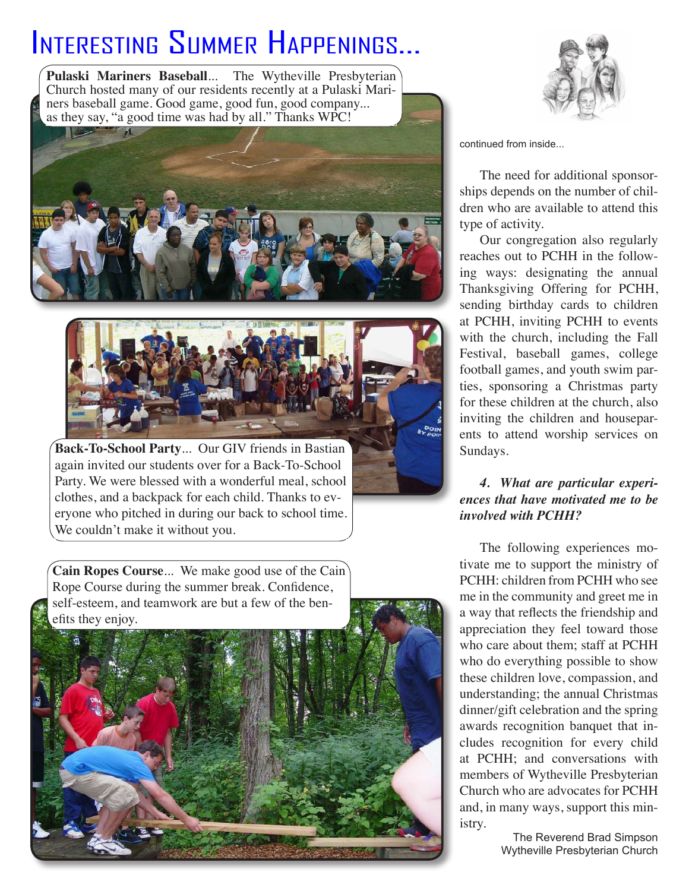# Interesting Summer Happenings...

**Pulaski Mariners Baseball**... The Wytheville Presbyterian Church hosted many of our residents recently at a Pulaski Mariners baseball game. Good game, good fun, good company... as they say, "a good time was had by all." Thanks WPC!

**Back-To-School Party**... Our GIV friends in Bastian again invited our students over for a Back-To-School Party. We were blessed with a wonderful meal, school clothes, and a backpack for each child. Thanks to everyone who pitched in during our back to school time. We couldn't make it without you.

**Cain Ropes Course**... We make good use of the Cain Rope Course during the summer break. Confidence, self-esteem, and teamwork are but a few of the benefits they enjoy.

continued from inside...

The need for additional sponsorships depends on the number of children who are available to attend this type of activity.

Our congregation also regularly reaches out to PCHH in the following ways: designating the annual Thanksgiving Offering for PCHH, sending birthday cards to children at PCHH, inviting PCHH to events with the church, including the Fall Festival, baseball games, college football games, and youth swim parties, sponsoring a Christmas party for these children at the church, also inviting the children and houseparents to attend worship services on Sundays.

***4. What are particular experiences that have motivated me to be involved with PCHH?***

The following experiences motivate me to support the ministry of PCHH: children from PCHH who see me in the community and greet me in a way that reflects the friendship and appreciation they feel toward those who care about them; staff at PCHH who do everything possible to show these children love, compassion, and understanding; the annual Christmas dinner/gift celebration and the spring awards recognition banquet that includes recognition for every child at PCHH; and conversations with members of Wytheville Presbyterian Church who are advocates for PCHH and, in many ways, support this ministry.

The Reverend Brad Simpson
Wytheville Presbyterian Church